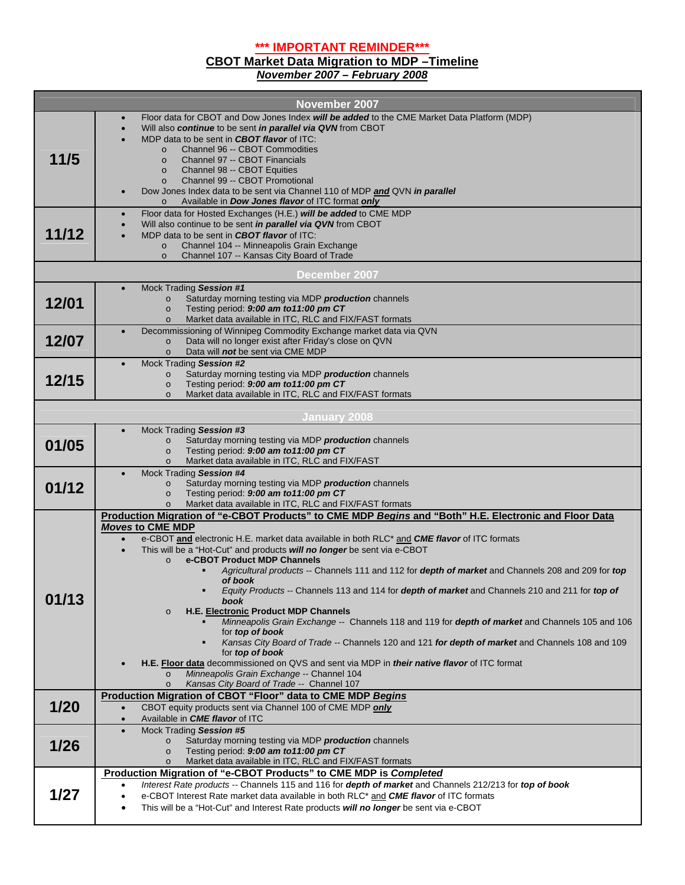**\*\*\* IMPORTANT REMINDER\*\*\***

## CBOT Market Data Migration to MDP –Timeline

***November 2007 – February 2008***

| | |
|---|---|
| **November 2007** | |
| **11/5** | • Floor data for CBOT and Dow Jones Index ***will be added*** to the CME Market Data Platform (MDP)<br>• Will also ***continue*** to be sent ***in parallel via QVN*** from CBOT<br>• MDP data to be sent in ***CBOT flavor*** of ITC:<br>  o Channel 96 -- CBOT Commodities<br>  o Channel 97 -- CBOT Financials<br>  o Channel 98 -- CBOT Equities<br>  o Channel 99 -- CBOT Promotional<br>• Dow Jones Index data to be sent via Channel 110 of MDP ***and*** QVN ***in parallel***<br>  o Available in ***Dow Jones flavor*** of ITC format ***only*** |
| **11/12** | • Floor data for Hosted Exchanges (H.E.) ***will be added*** to CME MDP<br>• Will also continue to be sent ***in parallel via QVN*** from CBOT<br>• MDP data to be sent in ***CBOT flavor*** of ITC:<br>  o Channel 104 -- Minneapolis Grain Exchange<br>  o Channel 107 -- Kansas City Board of Trade |
| **December 2007** | |
| **12/01** | • Mock Trading ***Session #1***<br>  o Saturday morning testing via MDP ***production*** channels<br>  o Testing period: ***9:00 am to11:00 pm CT***<br>  o Market data available in ITC, RLC and FIX/FAST formats |
| **12/07** | • Decommissioning of Winnipeg Commodity Exchange market data via QVN<br>  o Data will no longer exist after Friday's close on QVN<br>  o Data will ***not*** be sent via CME MDP |
| **12/15** | • Mock Trading ***Session #2***<br>  o Saturday morning testing via MDP ***production*** channels<br>  o Testing period: ***9:00 am to11:00 pm CT***<br>  o Market data available in ITC, RLC and FIX/FAST formats |
| **January 2008** | |
| **01/05** | • Mock Trading ***Session #3***<br>  o Saturday morning testing via MDP ***production*** channels<br>  o Testing period: ***9:00 am to11:00 pm CT***<br>  o Market data available in ITC, RLC and FIX/FAST |
| **01/12** | • Mock Trading ***Session #4***<br>  o Saturday morning testing via MDP ***production*** channels<br>  o Testing period: ***9:00 am to11:00 pm CT***<br>  o Market data available in ITC, RLC and FIX/FAST formats |
| **01/13** | **Production Migration of "e-CBOT Products" to CME MDP *Begins* and "Both" H.E. Electronic and Floor Data *Moves* to CME MDP**<br>• e-CBOT **and** electronic H.E. market data available in both RLC\* and ***CME flavor*** of ITC formats<br>• This will be a "Hot-Cut" and products ***will no longer*** be sent via e-CBOT<br>  o **e-CBOT Product MDP Channels**<br>    ▪ *Agricultural products* -- Channels 111 and 112 for ***depth of market*** and Channels 208 and 209 for ***top of book***<br>    ▪ *Equity Products* -- Channels 113 and 114 for ***depth of market*** and Channels 210 and 211 for ***top of book***<br>  o **H.E. Electronic Product MDP Channels**<br>    ▪ *Minneapolis Grain Exchange* -- Channels 118 and 119 for ***depth of market*** and Channels 105 and 106 for ***top of book***<br>    ▪ *Kansas City Board of Trade* -- Channels 120 and 121 ***for depth of market*** and Channels 108 and 109 for ***top of book***<br>• **H.E. Floor data** decommissioned on QVS and sent via MDP in ***their native flavor*** of ITC format<br>  o *Minneapolis Grain Exchange* -- Channel 104<br>  o *Kansas City Board of Trade* -- Channel 107 |
| **1/20** | **Production Migration of CBOT "Floor" data to CME MDP *Begins***<br>• CBOT equity products sent via Channel 100 of CME MDP ***only***<br>• Available in ***CME flavor*** of ITC |
| **1/26** | • Mock Trading ***Session #5***<br>  o Saturday morning testing via MDP ***production*** channels<br>  o Testing period: ***9:00 am to11:00 pm CT***<br>  o Market data available in ITC, RLC and FIX/FAST formats |
| **1/27** | **Production Migration of "e-CBOT Products" to CME MDP is *Completed***<br>• *Interest Rate products* -- Channels 115 and 116 for ***depth of market*** and Channels 212/213 for ***top of book***<br>• e-CBOT Interest Rate market data available in both RLC\* and ***CME flavor*** of ITC formats<br>• This will be a "Hot-Cut" and Interest Rate products ***will no longer*** be sent via e-CBOT |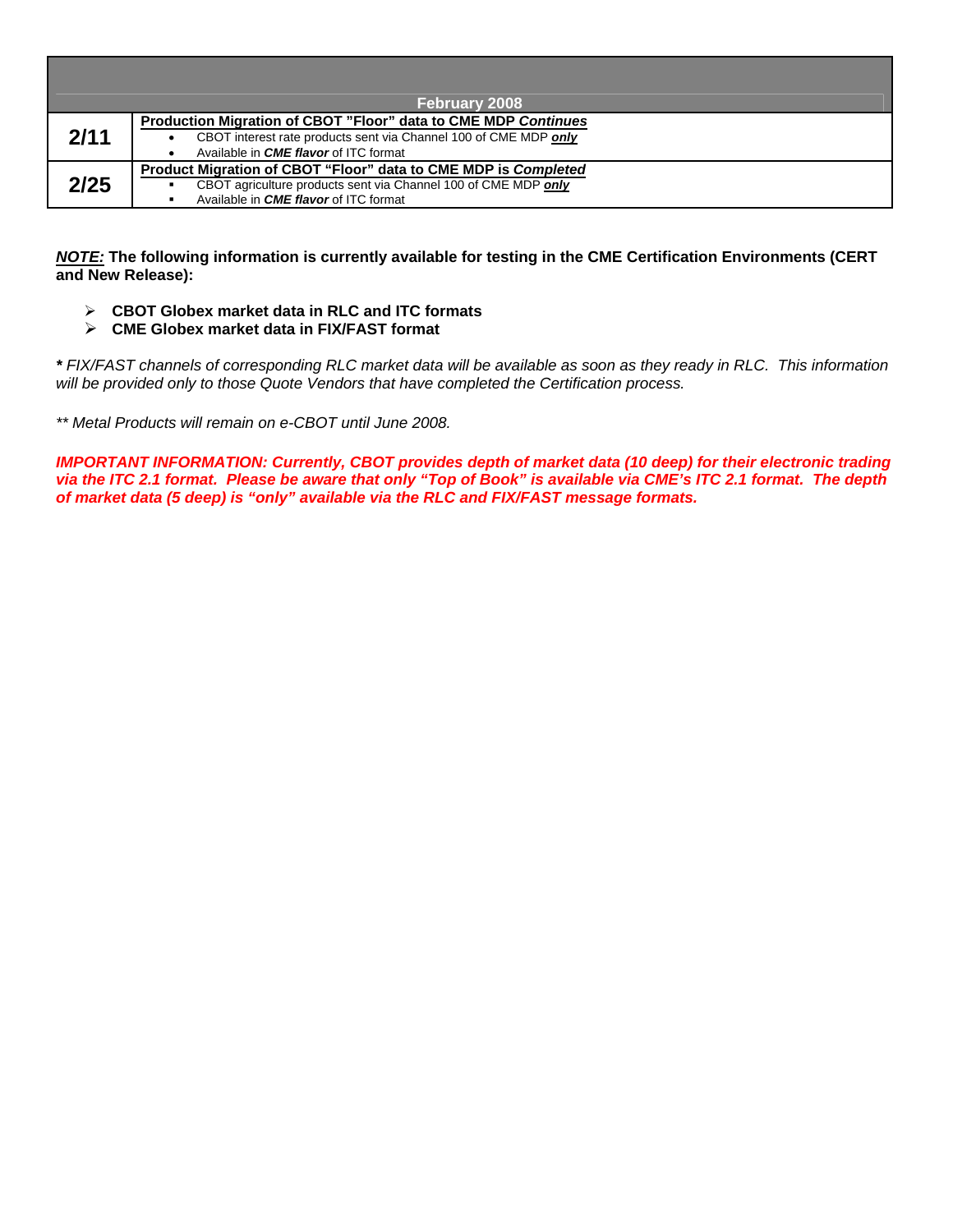| February 2008 | |
|---|---|
| **2/11** | **Production Migration of CBOT "Floor" data to CME MDP *Continues***<br>• CBOT interest rate products sent via Channel 100 of CME MDP ***only***<br>• Available in ***CME flavor*** of ITC format |
| **2/25** | **Product Migration of CBOT "Floor" data to CME MDP is *Completed***<br>▪ CBOT agriculture products sent via Channel 100 of CME MDP ***only***<br>▪ Available in ***CME flavor*** of ITC format |

***NOTE:*** **The following information is currently available for testing in the CME Certification Environments (CERT and New Release):**

- **CBOT Globex market data in RLC and ITC formats**
- **CME Globex market data in FIX/FAST format**

**\*** *FIX/FAST channels of corresponding RLC market data will be available as soon as they ready in RLC. This information will be provided only to those Quote Vendors that have completed the Certification process.*

*\*\* Metal Products will remain on e-CBOT until June 2008.*

***IMPORTANT INFORMATION: Currently, CBOT provides depth of market data (10 deep) for their electronic trading via the ITC 2.1 format. Please be aware that only "Top of Book" is available via CME's ITC 2.1 format. The depth of market data (5 deep) is "only" available via the RLC and FIX/FAST message formats.***